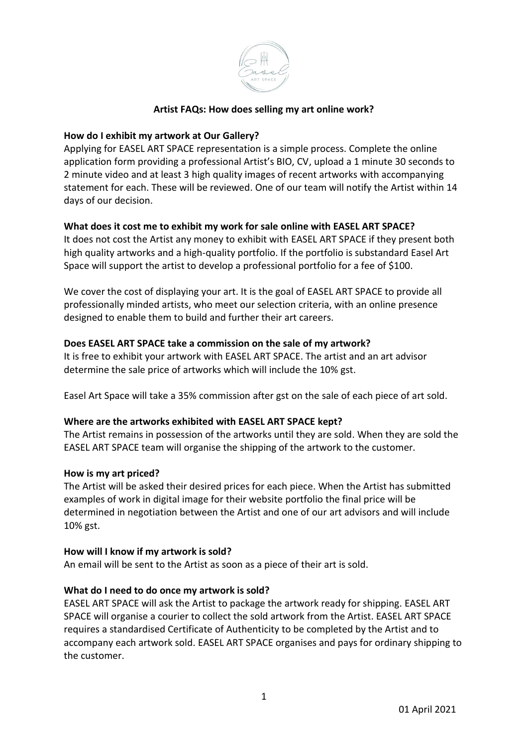## Artist FAQs: How does selling my art online work?

### How do I exhibit my artwork at Our Gallery?

Applying for EASEL ART SPACE representation is a simple process. Complete the online application form providing a professional Artist's BIO, CV, upload a 1 minute 30 seconds to 2 minute video and at least 3 high quality images of recent artworks with accompanying statement for each. These will be reviewed. One of our team will notify the Artist within 14 days of our decision.

### What does it cost me to exhibit my work for sale online with EASEL ART SPACE?

It does not cost the Artist any money to exhibit with EASEL ART SPACE if they present both high quality artworks and a high-quality portfolio. If the portfolio is substandard Easel Art Space will support the artist to develop a professional portfolio for a fee of $100.

We cover the cost of displaying your art. It is the goal of EASEL ART SPACE to provide all professionally minded artists, who meet our selection criteria, with an online presence designed to enable them to build and further their art careers.

### Does EASEL ART SPACE take a commission on the sale of my artwork?

It is free to exhibit your artwork with EASEL ART SPACE. The artist and an art advisor determine the sale price of artworks which will include the 10% gst.

Easel Art Space will take a 35% commission after gst on the sale of each piece of art sold.

### Where are the artworks exhibited with EASEL ART SPACE kept?

The Artist remains in possession of the artworks until they are sold. When they are sold the EASEL ART SPACE team will organise the shipping of the artwork to the customer.

### How is my art priced?

The Artist will be asked their desired prices for each piece. When the Artist has submitted examples of work in digital image for their website portfolio the final price will be determined in negotiation between the Artist and one of our art advisors and will include 10% gst.

### How will I know if my artwork is sold?

An email will be sent to the Artist as soon as a piece of their art is sold.

### What do I need to do once my artwork is sold?

EASEL ART SPACE will ask the Artist to package the artwork ready for shipping. EASEL ART SPACE will organise a courier to collect the sold artwork from the Artist. EASEL ART SPACE requires a standardised Certificate of Authenticity to be completed by the Artist and to accompany each artwork sold. EASEL ART SPACE organises and pays for ordinary shipping to the customer.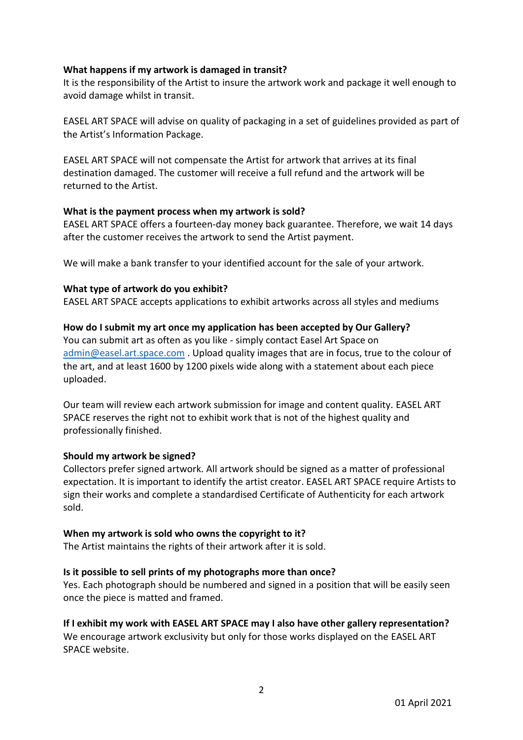**What happens if my artwork is damaged in transit?**
It is the responsibility of the Artist to insure the artwork work and package it well enough to avoid damage whilst in transit.

EASEL ART SPACE will advise on quality of packaging in a set of guidelines provided as part of the Artist's Information Package.

EASEL ART SPACE will not compensate the Artist for artwork that arrives at its final destination damaged. The customer will receive a full refund and the artwork will be returned to the Artist.

**What is the payment process when my artwork is sold?**
EASEL ART SPACE offers a fourteen-day money back guarantee. Therefore, we wait 14 days after the customer receives the artwork to send the Artist payment.

We will make a bank transfer to your identified account for the sale of your artwork.

**What type of artwork do you exhibit?**
EASEL ART SPACE accepts applications to exhibit artworks across all styles and mediums

**How do I submit my art once my application has been accepted by Our Gallery?**
You can submit art as often as you like - simply contact Easel Art Space on [admin@easel.art.space.com](mailto:admin@easel.art.space.com) . Upload quality images that are in focus, true to the colour of the art, and at least 1600 by 1200 pixels wide along with a statement about each piece uploaded.

Our team will review each artwork submission for image and content quality. EASEL ART SPACE reserves the right not to exhibit work that is not of the highest quality and professionally finished.

**Should my artwork be signed?**
Collectors prefer signed artwork. All artwork should be signed as a matter of professional expectation. It is important to identify the artist creator. EASEL ART SPACE require Artists to sign their works and complete a standardised Certificate of Authenticity for each artwork sold.

**When my artwork is sold who owns the copyright to it?**
The Artist maintains the rights of their artwork after it is sold.

**Is it possible to sell prints of my photographs more than once?**
Yes. Each photograph should be numbered and signed in a position that will be easily seen once the piece is matted and framed.

**If I exhibit my work with EASEL ART SPACE may I also have other gallery representation?**
We encourage artwork exclusivity but only for those works displayed on the EASEL ART SPACE website.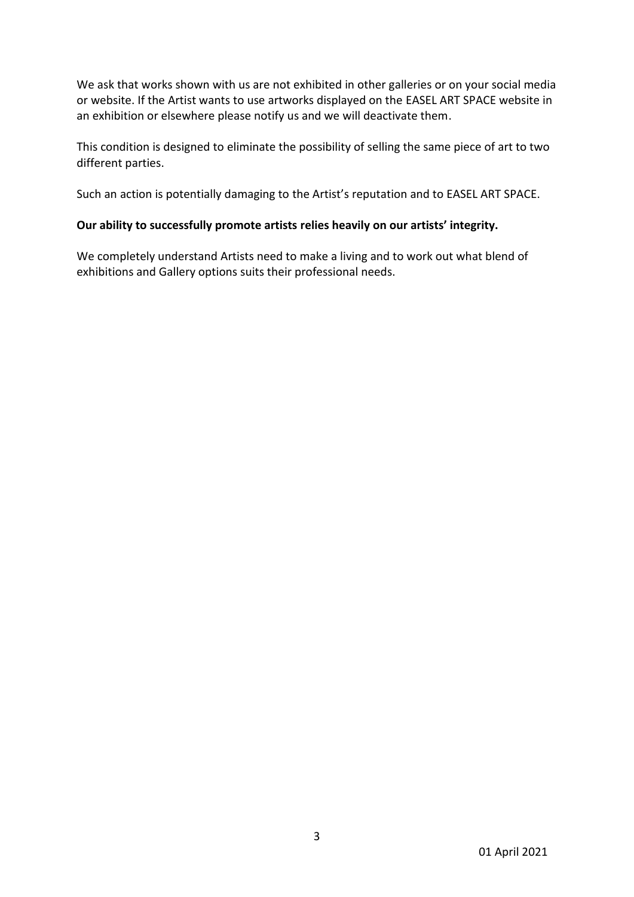We ask that works shown with us are not exhibited in other galleries or on your social media or website. If the Artist wants to use artworks displayed on the EASEL ART SPACE website in an exhibition or elsewhere please notify us and we will deactivate them.

This condition is designed to eliminate the possibility of selling the same piece of art to two different parties.

Such an action is potentially damaging to the Artist's reputation and to EASEL ART SPACE.

**Our ability to successfully promote artists relies heavily on our artists' integrity.**

We completely understand Artists need to make a living and to work out what blend of exhibitions and Gallery options suits their professional needs.